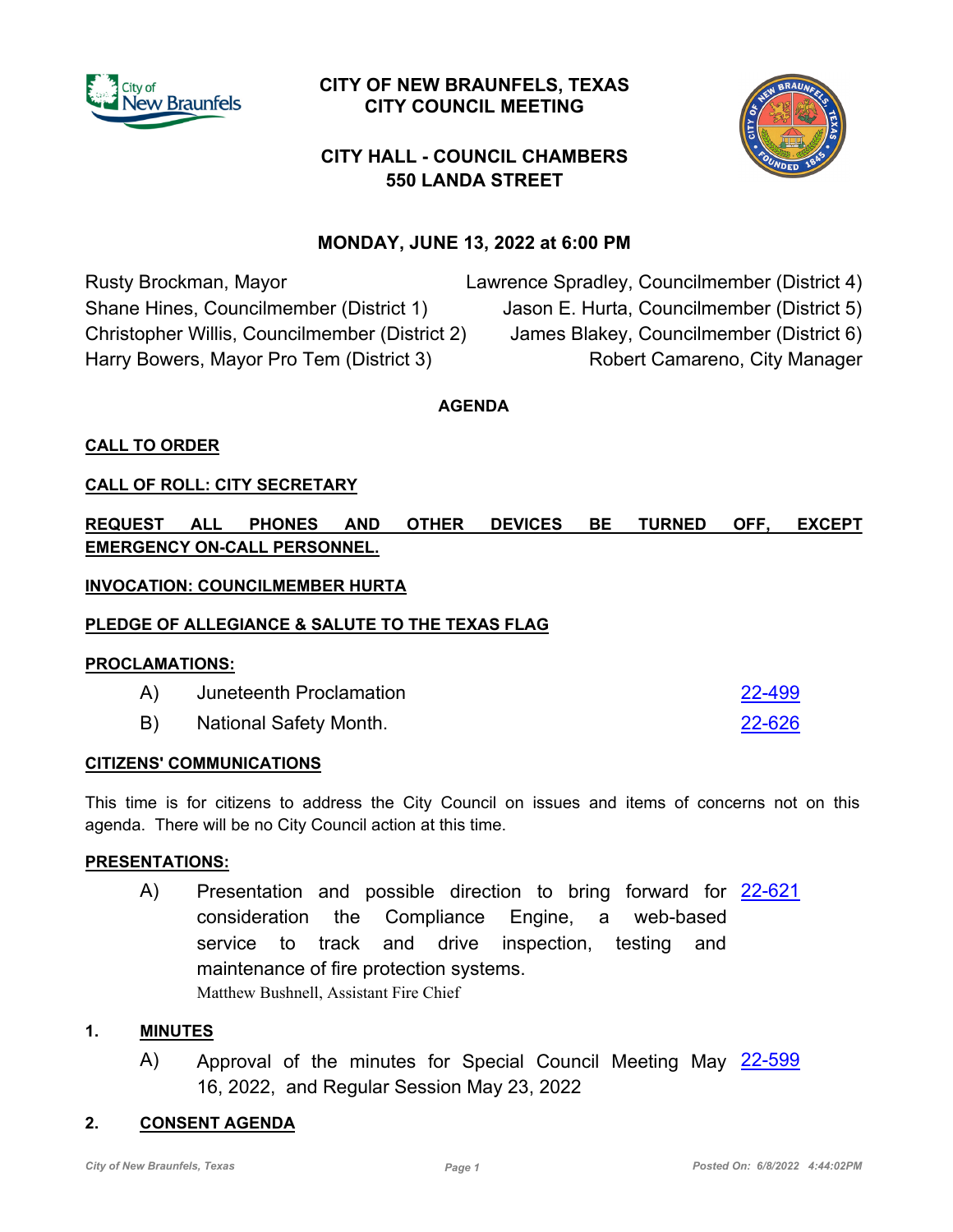# CITY OF NEW BRAUNFELS, TEXAS
# CITY COUNCIL MEETING

## CITY HALL - COUNCIL CHAMBERS
## 550 LANDA STREET

### MONDAY, JUNE 13, 2022 at 6:00 PM

Rusty Brockman, Mayor
Shane Hines, Councilmember (District 1)
Christopher Willis, Councilmember (District 2)
Harry Bowers, Mayor Pro Tem (District 3)
Lawrence Spradley, Councilmember (District 4)
Jason E. Hurta, Councilmember (District 5)
James Blakey, Councilmember (District 6)
Robert Camareno, City Manager

**AGENDA**

**CALL TO ORDER**

**CALL OF ROLL: CITY SECRETARY**

**REQUEST ALL PHONES AND OTHER DEVICES BE TURNED OFF, EXCEPT EMERGENCY ON-CALL PERSONNEL.**

**INVOCATION: COUNCILMEMBER HURTA**

**PLEDGE OF ALLEGIANCE & SALUTE TO THE TEXAS FLAG**

**PROCLAMATIONS:**

A) Juneteenth Proclamation — 22-499

B) National Safety Month. — 22-626

**CITIZENS' COMMUNICATIONS**

This time is for citizens to address the City Council on issues and items of concerns not on this agenda. There will be no City Council action at this time.

**PRESENTATIONS:**

A) Presentation and possible direction to bring forward for consideration the Compliance Engine, a web-based service to track and drive inspection, testing and maintenance of fire protection systems. — 22-621
Matthew Bushnell, Assistant Fire Chief

**1. MINUTES**

A) Approval of the minutes for Special Council Meeting May 16, 2022, and Regular Session May 23, 2022 — 22-599

**2. CONSENT AGENDA**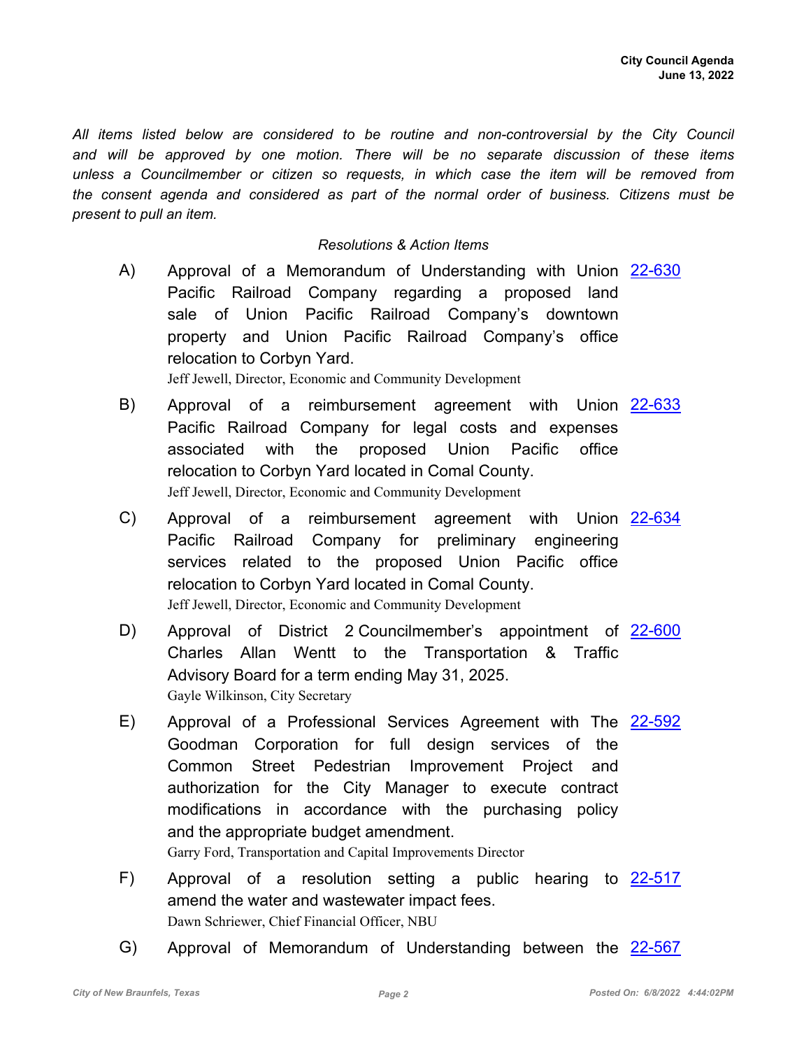*All items listed below are considered to be routine and non-controversial by the City Council and will be approved by one motion. There will be no separate discussion of these items unless a Councilmember or citizen so requests, in which case the item will be removed from the consent agenda and considered as part of the normal order of business. Citizens must be present to pull an item.*

*Resolutions & Action Items*

A) Approval of a Memorandum of Understanding with Union Pacific Railroad Company regarding a proposed land sale of Union Pacific Railroad Company's downtown property and Union Pacific Railroad Company's office relocation to Corbyn Yard. 22-630
Jeff Jewell, Director, Economic and Community Development

B) Approval of a reimbursement agreement with Union Pacific Railroad Company for legal costs and expenses associated with the proposed Union Pacific office relocation to Corbyn Yard located in Comal County. 22-633
Jeff Jewell, Director, Economic and Community Development

C) Approval of a reimbursement agreement with Union Pacific Railroad Company for preliminary engineering services related to the proposed Union Pacific office relocation to Corbyn Yard located in Comal County. 22-634
Jeff Jewell, Director, Economic and Community Development

D) Approval of District 2 Councilmember's appointment of Charles Allan Wentt to the Transportation & Traffic Advisory Board for a term ending May 31, 2025. 22-600
Gayle Wilkinson, City Secretary

E) Approval of a Professional Services Agreement with The Goodman Corporation for full design services of the Common Street Pedestrian Improvement Project and authorization for the City Manager to execute contract modifications in accordance with the purchasing policy and the appropriate budget amendment. 22-592
Garry Ford, Transportation and Capital Improvements Director

F) Approval of a resolution setting a public hearing to amend the water and wastewater impact fees. 22-517
Dawn Schriewer, Chief Financial Officer, NBU

G) Approval of Memorandum of Understanding between the 22-567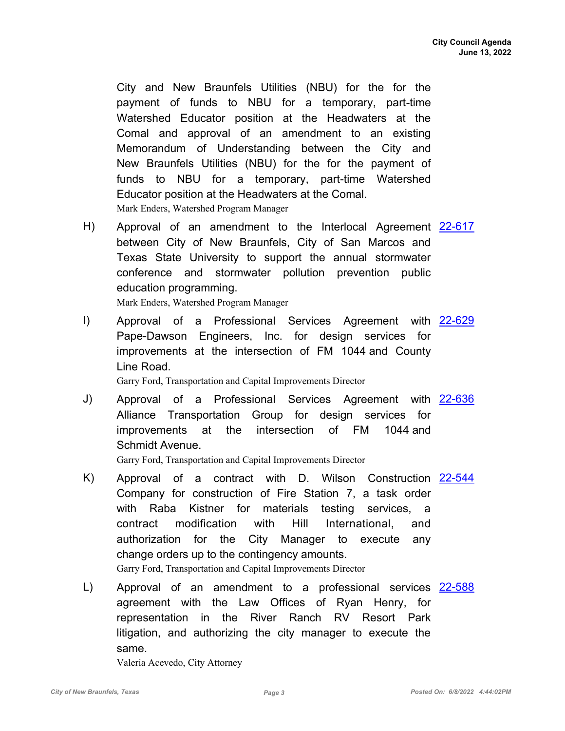City and New Braunfels Utilities (NBU) for the for the payment of funds to NBU for a temporary, part-time Watershed Educator position at the Headwaters at the Comal and approval of an amendment to an existing Memorandum of Understanding between the City and New Braunfels Utilities (NBU) for the for the payment of funds to NBU for a temporary, part-time Watershed Educator position at the Headwaters at the Comal.

Mark Enders, Watershed Program Manager

H) Approval of an amendment to the Interlocal Agreement between City of New Braunfels, City of San Marcos and Texas State University to support the annual stormwater conference and stormwater pollution prevention public education programming. 22-617

Mark Enders, Watershed Program Manager

I) Approval of a Professional Services Agreement with Pape-Dawson Engineers, Inc. for design services for improvements at the intersection of FM 1044 and County Line Road. 22-629

Garry Ford, Transportation and Capital Improvements Director

J) Approval of a Professional Services Agreement with Alliance Transportation Group for design services for improvements at the intersection of FM 1044 and Schmidt Avenue. 22-636

Garry Ford, Transportation and Capital Improvements Director

K) Approval of a contract with D. Wilson Construction Company for construction of Fire Station 7, a task order with Raba Kistner for materials testing services, a contract modification with Hill International, and authorization for the City Manager to execute any change orders up to the contingency amounts. 22-544

Garry Ford, Transportation and Capital Improvements Director

L) Approval of an amendment to a professional services agreement with the Law Offices of Ryan Henry, for representation in the River Ranch RV Resort Park litigation, and authorizing the city manager to execute the same. 22-588

Valeria Acevedo, City Attorney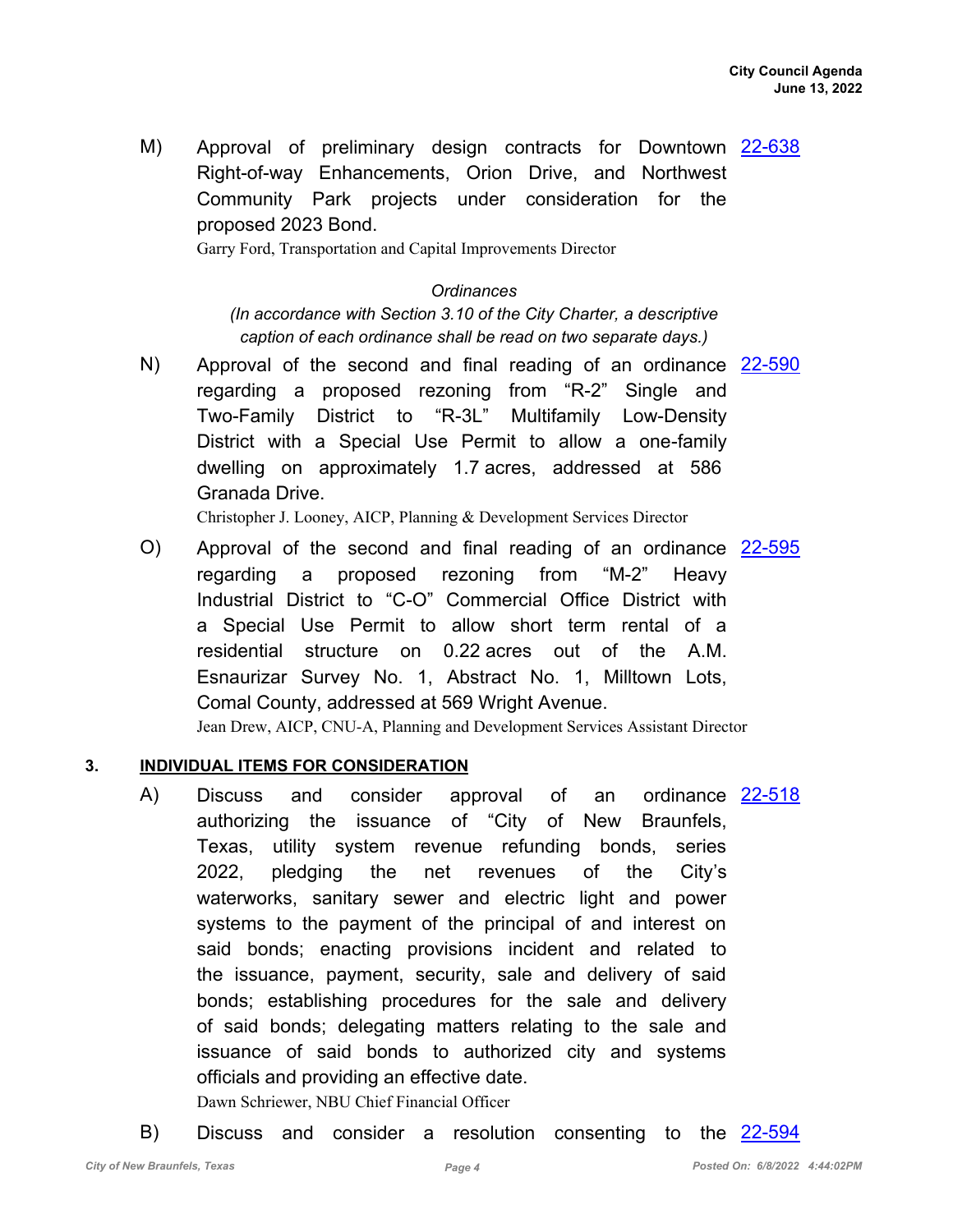M) Approval of preliminary design contracts for Downtown Right-of-way Enhancements, Orion Drive, and Northwest Community Park projects under consideration for the proposed 2023 Bond. [22-638](22-638)

Garry Ford, Transportation and Capital Improvements Director

*Ordinances*

*(In accordance with Section 3.10 of the City Charter, a descriptive caption of each ordinance shall be read on two separate days.)*

N) Approval of the second and final reading of an ordinance regarding a proposed rezoning from "R-2" Single and Two-Family District to "R-3L" Multifamily Low-Density District with a Special Use Permit to allow a one-family dwelling on approximately 1.7 acres, addressed at 586 Granada Drive. [22-590](22-590)

Christopher J. Looney, AICP, Planning & Development Services Director

O) Approval of the second and final reading of an ordinance regarding a proposed rezoning from "M-2" Heavy Industrial District to "C-O" Commercial Office District with a Special Use Permit to allow short term rental of a residential structure on 0.22 acres out of the A.M. Esnaurizar Survey No. 1, Abstract No. 1, Milltown Lots, Comal County, addressed at 569 Wright Avenue. [22-595](22-595)

Jean Drew, AICP, CNU-A, Planning and Development Services Assistant Director

## 3. INDIVIDUAL ITEMS FOR CONSIDERATION

A) Discuss and consider approval of an ordinance authorizing the issuance of "City of New Braunfels, Texas, utility system revenue refunding bonds, series 2022, pledging the net revenues of the City's waterworks, sanitary sewer and electric light and power systems to the payment of the principal of and interest on said bonds; enacting provisions incident and related to the issuance, payment, security, sale and delivery of said bonds; establishing procedures for the sale and delivery of said bonds; delegating matters relating to the sale and issuance of said bonds to authorized city and systems officials and providing an effective date. [22-518](22-518)

Dawn Schriewer, NBU Chief Financial Officer

B) Discuss and consider a resolution consenting to the [22-594](22-594)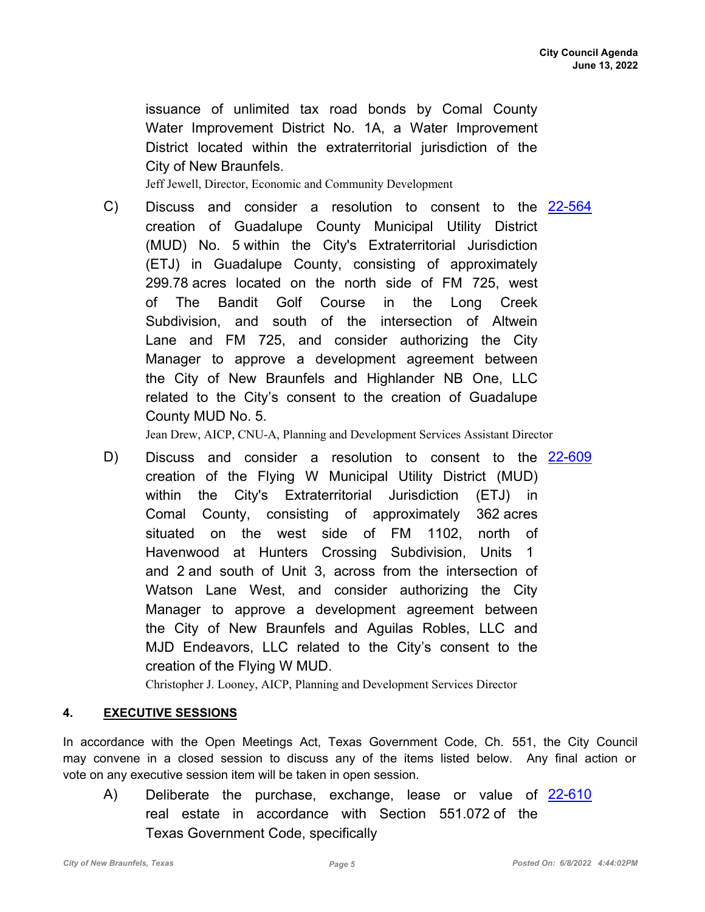issuance of unlimited tax road bonds by Comal County Water Improvement District No. 1A, a Water Improvement District located within the extraterritorial jurisdiction of the City of New Braunfels.

Jeff Jewell, Director, Economic and Community Development

C) Discuss and consider a resolution to consent to the creation of Guadalupe County Municipal Utility District (MUD) No. 5 within the City's Extraterritorial Jurisdiction (ETJ) in Guadalupe County, consisting of approximately 299.78 acres located on the north side of FM 725, west of The Bandit Golf Course in the Long Creek Subdivision, and south of the intersection of Altwein Lane and FM 725, and consider authorizing the City Manager to approve a development agreement between the City of New Braunfels and Highlander NB One, LLC related to the City's consent to the creation of Guadalupe County MUD No. 5. 22-564

Jean Drew, AICP, CNU-A, Planning and Development Services Assistant Director

D) Discuss and consider a resolution to consent to the creation of the Flying W Municipal Utility District (MUD) within the City's Extraterritorial Jurisdiction (ETJ) in Comal County, consisting of approximately 362 acres situated on the west side of FM 1102, north of Havenwood at Hunters Crossing Subdivision, Units 1 and 2 and south of Unit 3, across from the intersection of Watson Lane West, and consider authorizing the City Manager to approve a development agreement between the City of New Braunfels and Aguilas Robles, LLC and MJD Endeavors, LLC related to the City's consent to the creation of the Flying W MUD. 22-609

Christopher J. Looney, AICP, Planning and Development Services Director

## 4. EXECUTIVE SESSIONS

In accordance with the Open Meetings Act, Texas Government Code, Ch. 551, the City Council may convene in a closed session to discuss any of the items listed below. Any final action or vote on any executive session item will be taken in open session.

A) Deliberate the purchase, exchange, lease or value of real estate in accordance with Section 551.072 of the Texas Government Code, specifically 22-610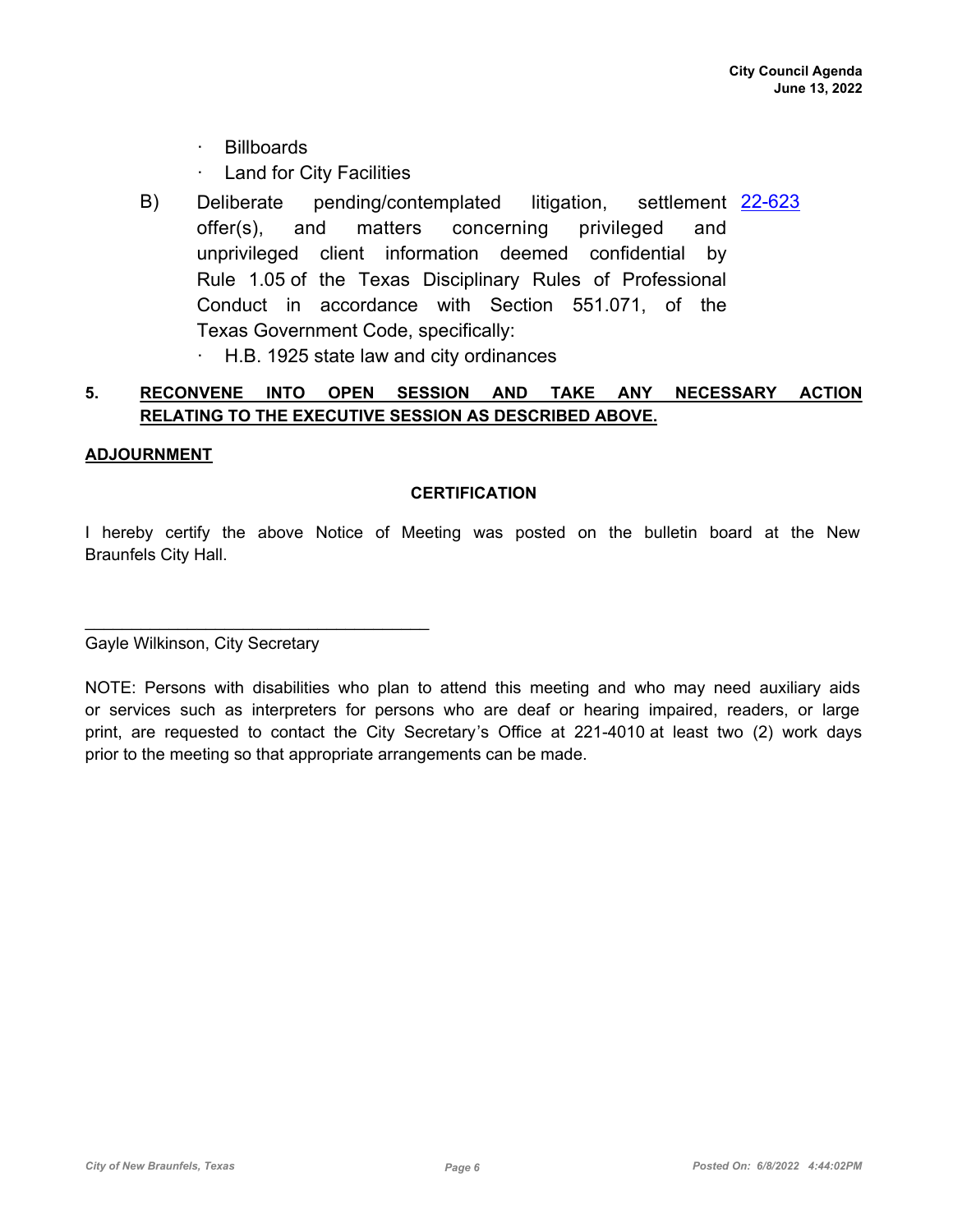- Billboards
- Land for City Facilities

B) Deliberate pending/contemplated litigation, settlement offer(s), and matters concerning privileged and unprivileged client information deemed confidential by Rule 1.05 of the Texas Disciplinary Rules of Professional Conduct in accordance with Section 551.071, of the Texas Government Code, specifically: 22-623

- H.B. 1925 state law and city ordinances

**5. RECONVENE INTO OPEN SESSION AND TAKE ANY NECESSARY ACTION RELATING TO THE EXECUTIVE SESSION AS DESCRIBED ABOVE.**

**ADJOURNMENT**

**CERTIFICATION**

I hereby certify the above Notice of Meeting was posted on the bulletin board at the New Braunfels City Hall.

______________________________________

Gayle Wilkinson, City Secretary

NOTE: Persons with disabilities who plan to attend this meeting and who may need auxiliary aids or services such as interpreters for persons who are deaf or hearing impaired, readers, or large print, are requested to contact the City Secretary's Office at 221-4010 at least two (2) work days prior to the meeting so that appropriate arrangements can be made.